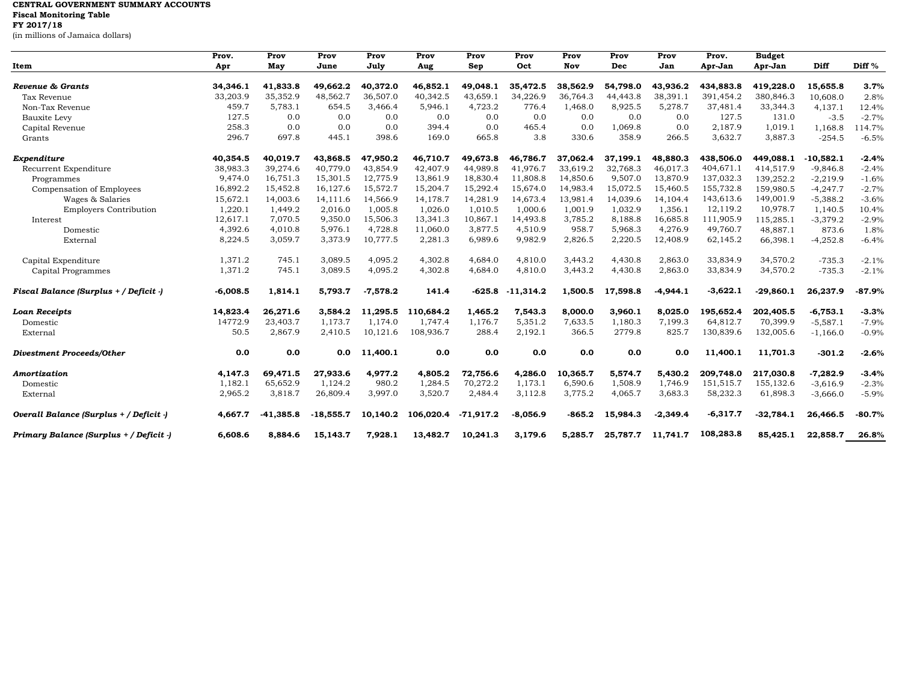**CENTRAL GOVERNMENT SUMMARY ACCOUNTS**
**Fiscal Monitoring Table**
**FY 2017/18**
(in millions of Jamaica dollars)

| Item | Prov. Apr | Prov May | Prov June | Prov July | Prov Aug | Prov Sep | Prov Oct | Prov Nov | Prov Dec | Prov Jan | Prov. Apr-Jan | Budget Apr-Jan | Diff | Diff % |
|---|---|---|---|---|---|---|---|---|---|---|---|---|---|---|
| ***Revenue & Grants*** | **34,346.1** | **41,833.8** | **49,662.2** | **40,372.0** | **46,852.1** | **49,048.1** | **35,472.5** | **38,562.9** | **54,798.0** | **43,936.2** | **434,883.8** | **419,228.0** | **15,655.8** | **3.7%** |
| Tax Revenue | 33,203.9 | 35,352.9 | 48,562.7 | 36,507.0 | 40,342.5 | 43,659.1 | 34,226.9 | 36,764.3 | 44,443.8 | 38,391.1 | 391,454.2 | 380,846.3 | 10,608.0 | 2.8% |
| Non-Tax Revenue | 459.7 | 5,783.1 | 654.5 | 3,466.4 | 5,946.1 | 4,723.2 | 776.4 | 1,468.0 | 8,925.5 | 5,278.7 | 37,481.4 | 33,344.3 | 4,137.1 | 12.4% |
| Bauxite Levy | 127.5 | 0.0 | 0.0 | 0.0 | 0.0 | 0.0 | 0.0 | 0.0 | 0.0 | 0.0 | 127.5 | 131.0 | -3.5 | -2.7% |
| Capital Revenue | 258.3 | 0.0 | 0.0 | 0.0 | 394.4 | 0.0 | 465.4 | 0.0 | 1,069.8 | 0.0 | 2,187.9 | 1,019.1 | 1,168.8 | 114.7% |
| Grants | 296.7 | 697.8 | 445.1 | 398.6 | 169.0 | 665.8 | 3.8 | 330.6 | 358.9 | 266.5 | 3,632.7 | 3,887.3 | -254.5 | -6.5% |
| ***Expenditure*** | **40,354.5** | **40,019.7** | **43,868.5** | **47,950.2** | **46,710.7** | **49,673.8** | **46,786.7** | **37,062.4** | **37,199.1** | **48,880.3** | **438,506.0** | **449,088.1** | **-10,582.1** | **-2.4%** |
| Recurrent Expenditure | 38,983.3 | 39,274.6 | 40,779.0 | 43,854.9 | 42,407.9 | 44,989.8 | 41,976.7 | 33,619.2 | 32,768.3 | 46,017.3 | 404,671.1 | 414,517.9 | -9,846.8 | -2.4% |
| Programmes | 9,474.0 | 16,751.3 | 15,301.5 | 12,775.9 | 13,861.9 | 18,830.4 | 11,808.8 | 14,850.6 | 9,507.0 | 13,870.9 | 137,032.3 | 139,252.2 | -2,219.9 | -1.6% |
| Compensation of Employees | 16,892.2 | 15,452.8 | 16,127.6 | 15,572.7 | 15,204.7 | 15,292.4 | 15,674.0 | 14,983.4 | 15,072.5 | 15,460.5 | 155,732.8 | 159,980.5 | -4,247.7 | -2.7% |
| Wages & Salaries | 15,672.1 | 14,003.6 | 14,111.6 | 14,566.9 | 14,178.7 | 14,281.9 | 14,673.4 | 13,981.4 | 14,039.6 | 14,104.4 | 143,613.6 | 149,001.9 | -5,388.2 | -3.6% |
| Employers Contribution | 1,220.1 | 1,449.2 | 2,016.0 | 1,005.8 | 1,026.0 | 1,010.5 | 1,000.6 | 1,001.9 | 1,032.9 | 1,356.1 | 12,119.2 | 10,978.7 | 1,140.5 | 10.4% |
| Interest | 12,617.1 | 7,070.5 | 9,350.0 | 15,506.3 | 13,341.3 | 10,867.1 | 14,493.8 | 3,785.2 | 8,188.8 | 16,685.8 | 111,905.9 | 115,285.1 | -3,379.2 | -2.9% |
| Domestic | 4,392.6 | 4,010.8 | 5,976.1 | 4,728.8 | 11,060.0 | 3,877.5 | 4,510.9 | 958.7 | 5,968.3 | 4,276.9 | 49,760.7 | 48,887.1 | 873.6 | 1.8% |
| External | 8,224.5 | 3,059.7 | 3,373.9 | 10,777.5 | 2,281.3 | 6,989.6 | 9,982.9 | 2,826.5 | 2,220.5 | 12,408.9 | 62,145.2 | 66,398.1 | -4,252.8 | -6.4% |
| Capital Expenditure | 1,371.2 | 745.1 | 3,089.5 | 4,095.2 | 4,302.8 | 4,684.0 | 4,810.0 | 3,443.2 | 4,430.8 | 2,863.0 | 33,834.9 | 34,570.2 | -735.3 | -2.1% |
| Capital Programmes | 1,371.2 | 745.1 | 3,089.5 | 4,095.2 | 4,302.8 | 4,684.0 | 4,810.0 | 3,443.2 | 4,430.8 | 2,863.0 | 33,834.9 | 34,570.2 | -735.3 | -2.1% |
| ***Fiscal Balance (Surplus + / Deficit -)*** | **-6,008.5** | **1,814.1** | **5,793.7** | **-7,578.2** | **141.4** | **-625.8** | **-11,314.2** | **1,500.5** | **17,598.8** | **-4,944.1** | **-3,622.1** | **-29,860.1** | **26,237.9** | **-87.9%** |
| ***Loan Receipts*** | **14,823.4** | **26,271.6** | **3,584.2** | **11,295.5** | **110,684.2** | **1,465.2** | **7,543.3** | **8,000.0** | **3,960.1** | **8,025.0** | **195,652.4** | **202,405.5** | **-6,753.1** | **-3.3%** |
| Domestic | 14772.9 | 23,403.7 | 1,173.7 | 1,174.0 | 1,747.4 | 1,176.7 | 5,351.2 | 7,633.5 | 1,180.3 | 7,199.3 | 64,812.7 | 70,399.9 | -5,587.1 | -7.9% |
| External | 50.5 | 2,867.9 | 2,410.5 | 10,121.6 | 108,936.7 | 288.4 | 2,192.1 | 366.5 | 2779.8 | 825.7 | 130,839.6 | 132,005.6 | -1,166.0 | -0.9% |
| ***Divestment Proceeds/Other*** | **0.0** | **0.0** | **0.0** | **11,400.1** | **0.0** | **0.0** | **0.0** | **0.0** | **0.0** | **0.0** | **11,400.1** | **11,701.3** | **-301.2** | **-2.6%** |
| ***Amortization*** | **4,147.3** | **69,471.5** | **27,933.6** | **4,977.2** | **4,805.2** | **72,756.6** | **4,286.0** | **10,365.7** | **5,574.7** | **5,430.2** | **209,748.0** | **217,030.8** | **-7,282.9** | **-3.4%** |
| Domestic | 1,182.1 | 65,652.9 | 1,124.2 | 980.2 | 1,284.5 | 70,272.2 | 1,173.1 | 6,590.6 | 1,508.9 | 1,746.9 | 151,515.7 | 155,132.6 | -3,616.9 | -2.3% |
| External | 2,965.2 | 3,818.7 | 26,809.4 | 3,997.0 | 3,520.7 | 2,484.4 | 3,112.8 | 3,775.2 | 4,065.7 | 3,683.3 | 58,232.3 | 61,898.3 | -3,666.0 | -5.9% |
| ***Overall Balance (Surplus + / Deficit -)*** | **4,667.7** | **-41,385.8** | **-18,555.7** | **10,140.2** | **106,020.4** | **-71,917.2** | **-8,056.9** | **-865.2** | **15,984.3** | **-2,349.4** | **-6,317.7** | **-32,784.1** | **26,466.5** | **-80.7%** |
| ***Primary Balance (Surplus + / Deficit -)*** | **6,608.6** | **8,884.6** | **15,143.7** | **7,928.1** | **13,482.7** | **10,241.3** | **3,179.6** | **5,285.7** | **25,787.7** | **11,741.7** | **108,283.8** | **85,425.1** | **22,858.7** | **26.8%** |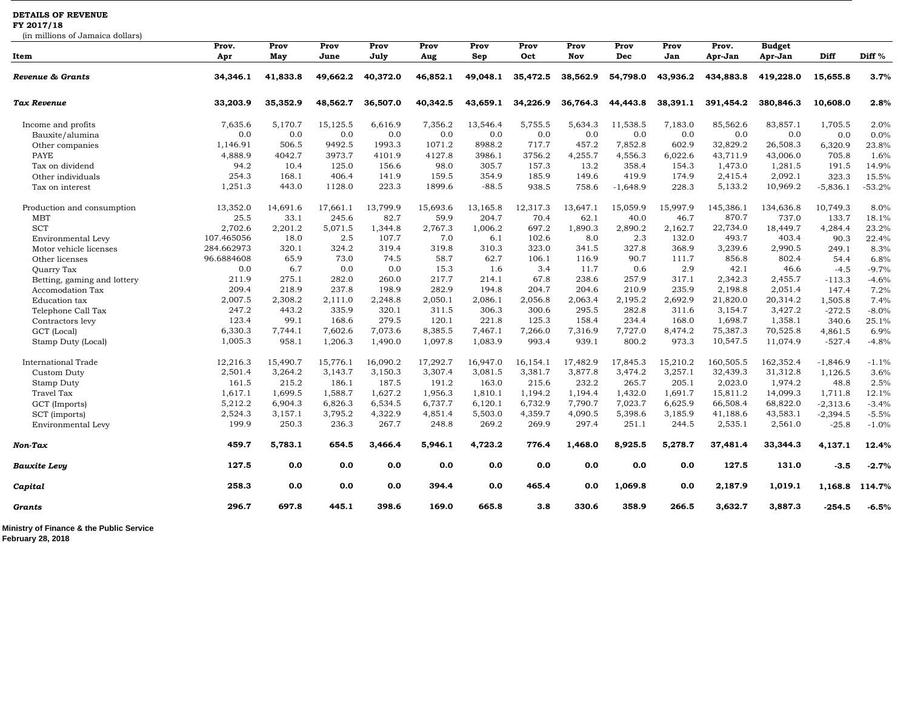**DETAILS OF REVENUE**
**FY 2017/18**
(in millions of Jamaica dollars)

| Item | Prov. Apr | Prov May | Prov June | Prov July | Prov Aug | Prov Sep | Prov Oct | Prov Nov | Prov Dec | Prov Jan | Prov. Apr-Jan | Budget Apr-Jan | Diff | Diff % |
|---|---|---|---|---|---|---|---|---|---|---|---|---|---|---|
| ***Revenue & Grants*** | **34,346.1** | **41,833.8** | **49,662.2** | **40,372.0** | **46,852.1** | **49,048.1** | **35,472.5** | **38,562.9** | **54,798.0** | **43,936.2** | **434,883.8** | **419,228.0** | **15,655.8** | **3.7%** |
| ***Tax Revenue*** | **33,203.9** | **35,352.9** | **48,562.7** | **36,507.0** | **40,342.5** | **43,659.1** | **34,226.9** | **36,764.3** | **44,443.8** | **38,391.1** | **391,454.2** | **380,846.3** | **10,608.0** | **2.8%** |
| Income and profits | 7,635.6 | 5,170.7 | 15,125.5 | 6,616.9 | 7,356.2 | 13,546.4 | 5,755.5 | 5,634.3 | 11,538.5 | 7,183.0 | 85,562.6 | 83,857.1 | 1,705.5 | 2.0% |
| Bauxite/alumina | 0.0 | 0.0 | 0.0 | 0.0 | 0.0 | 0.0 | 0.0 | 0.0 | 0.0 | 0.0 | 0.0 | 0.0 | 0.0 | 0.0% |
| Other companies | 1,146.91 | 506.5 | 9492.5 | 1993.3 | 1071.2 | 8988.2 | 717.7 | 457.2 | 7,852.8 | 602.9 | 32,829.2 | 26,508.3 | 6,320.9 | 23.8% |
| PAYE | 4,888.9 | 4042.7 | 3973.7 | 4101.9 | 4127.8 | 3986.1 | 3756.2 | 4,255.7 | 4,556.3 | 6,022.6 | 43,711.9 | 43,006.0 | 705.8 | 1.6% |
| Tax on dividend | 94.2 | 10.4 | 125.0 | 156.6 | 98.0 | 305.7 | 157.3 | 13.2 | 358.4 | 154.3 | 1,473.0 | 1,281.5 | 191.5 | 14.9% |
| Other individuals | 254.3 | 168.1 | 406.4 | 141.9 | 159.5 | 354.9 | 185.9 | 149.6 | 419.9 | 174.9 | 2,415.4 | 2,092.1 | 323.3 | 15.5% |
| Tax on interest | 1,251.3 | 443.0 | 1128.0 | 223.3 | 1899.6 | -88.5 | 938.5 | 758.6 | -1,648.9 | 228.3 | 5,133.2 | 10,969.2 | -5,836.1 | -53.2% |
| Production and consumption | 13,352.0 | 14,691.6 | 17,661.1 | 13,799.9 | 15,693.6 | 13,165.8 | 12,317.3 | 13,647.1 | 15,059.9 | 15,997.9 | 145,386.1 | 134,636.8 | 10,749.3 | 8.0% |
| MBT | 25.5 | 33.1 | 245.6 | 82.7 | 59.9 | 204.7 | 70.4 | 62.1 | 40.0 | 46.7 | 870.7 | 737.0 | 133.7 | 18.1% |
| SCT | 2,702.6 | 2,201.2 | 5,071.5 | 1,344.8 | 2,767.3 | 1,006.2 | 697.2 | 1,890.3 | 2,890.2 | 2,162.7 | 22,734.0 | 18,449.7 | 4,284.4 | 23.2% |
| Environmental Levy | 107.465056 | 18.0 | 2.5 | 107.7 | 7.0 | 6.1 | 102.6 | 8.0 | 2.3 | 132.0 | 493.7 | 403.4 | 90.3 | 22.4% |
| Motor vehicle licenses | 284.662973 | 320.1 | 324.2 | 319.4 | 319.8 | 310.3 | 323.0 | 341.5 | 327.8 | 368.9 | 3,239.6 | 2,990.5 | 249.1 | 8.3% |
| Other licenses | 96.6884608 | 65.9 | 73.0 | 74.5 | 58.7 | 62.7 | 106.1 | 116.9 | 90.7 | 111.7 | 856.8 | 802.4 | 54.4 | 6.8% |
| Quarry Tax | 0.0 | 6.7 | 0.0 | 0.0 | 15.3 | 1.6 | 3.4 | 11.7 | 0.6 | 2.9 | 42.1 | 46.6 | -4.5 | -9.7% |
| Betting, gaming and lottery | 211.9 | 275.1 | 282.0 | 260.0 | 217.7 | 214.1 | 67.8 | 238.6 | 257.9 | 317.1 | 2,342.3 | 2,455.7 | -113.3 | -4.6% |
| Accomodation Tax | 209.4 | 218.9 | 237.8 | 198.9 | 282.9 | 194.8 | 204.7 | 204.6 | 210.9 | 235.9 | 2,198.8 | 2,051.4 | 147.4 | 7.2% |
| Education tax | 2,007.5 | 2,308.2 | 2,111.0 | 2,248.8 | 2,050.1 | 2,086.1 | 2,056.8 | 2,063.4 | 2,195.2 | 2,692.9 | 21,820.0 | 20,314.2 | 1,505.8 | 7.4% |
| Telephone Call Tax | 247.2 | 443.2 | 335.9 | 320.1 | 311.5 | 306.3 | 300.6 | 295.5 | 282.8 | 311.6 | 3,154.7 | 3,427.2 | -272.5 | -8.0% |
| Contractors levy | 123.4 | 99.1 | 168.6 | 279.5 | 120.1 | 221.8 | 125.3 | 158.4 | 234.4 | 168.0 | 1,698.7 | 1,358.1 | 340.6 | 25.1% |
| GCT (Local) | 6,330.3 | 7,744.1 | 7,602.6 | 7,073.6 | 8,385.5 | 7,467.1 | 7,266.0 | 7,316.9 | 7,727.0 | 8,474.2 | 75,387.3 | 70,525.8 | 4,861.5 | 6.9% |
| Stamp Duty (Local) | 1,005.3 | 958.1 | 1,206.3 | 1,490.0 | 1,097.8 | 1,083.9 | 993.4 | 939.1 | 800.2 | 973.3 | 10,547.5 | 11,074.9 | -527.4 | -4.8% |
| International Trade | 12,216.3 | 15,490.7 | 15,776.1 | 16,090.2 | 17,292.7 | 16,947.0 | 16,154.1 | 17,482.9 | 17,845.3 | 15,210.2 | 160,505.5 | 162,352.4 | -1,846.9 | -1.1% |
| Custom Duty | 2,501.4 | 3,264.2 | 3,143.7 | 3,150.3 | 3,307.4 | 3,081.5 | 3,381.7 | 3,877.8 | 3,474.2 | 3,257.1 | 32,439.3 | 31,312.8 | 1,126.5 | 3.6% |
| Stamp Duty | 161.5 | 215.2 | 186.1 | 187.5 | 191.2 | 163.0 | 215.6 | 232.2 | 265.7 | 205.1 | 2,023.0 | 1,974.2 | 48.8 | 2.5% |
| Travel Tax | 1,617.1 | 1,699.5 | 1,588.7 | 1,627.2 | 1,956.3 | 1,810.1 | 1,194.2 | 1,194.4 | 1,432.0 | 1,691.7 | 15,811.2 | 14,099.3 | 1,711.8 | 12.1% |
| GCT (Imports) | 5,212.2 | 6,904.3 | 6,826.3 | 6,534.5 | 6,737.7 | 6,120.1 | 6,732.9 | 7,790.7 | 7,023.7 | 6,625.9 | 66,508.4 | 68,822.0 | -2,313.6 | -3.4% |
| SCT (imports) | 2,524.3 | 3,157.1 | 3,795.2 | 4,322.9 | 4,851.4 | 5,503.0 | 4,359.7 | 4,090.5 | 5,398.6 | 3,185.9 | 41,188.6 | 43,583.1 | -2,394.5 | -5.5% |
| Environmental Levy | 199.9 | 250.3 | 236.3 | 267.7 | 248.8 | 269.2 | 269.9 | 297.4 | 251.1 | 244.5 | 2,535.1 | 2,561.0 | -25.8 | -1.0% |
| ***Non-Tax*** | **459.7** | **5,783.1** | **654.5** | **3,466.4** | **5,946.1** | **4,723.2** | **776.4** | **1,468.0** | **8,925.5** | **5,278.7** | **37,481.4** | **33,344.3** | **4,137.1** | **12.4%** |
| ***Bauxite Levy*** | **127.5** | **0.0** | **0.0** | **0.0** | **0.0** | **0.0** | **0.0** | **0.0** | **0.0** | **0.0** | **127.5** | **131.0** | **-3.5** | **-2.7%** |
| ***Capital*** | **258.3** | **0.0** | **0.0** | **0.0** | **394.4** | **0.0** | **465.4** | **0.0** | **1,069.8** | **0.0** | **2,187.9** | **1,019.1** | **1,168.8** | **114.7%** |
| ***Grants*** | **296.7** | **697.8** | **445.1** | **398.6** | **169.0** | **665.8** | **3.8** | **330.6** | **358.9** | **266.5** | **3,632.7** | **3,887.3** | **-254.5** | **-6.5%** |

**Ministry of Finance & the Public Service**
**February 28, 2018**